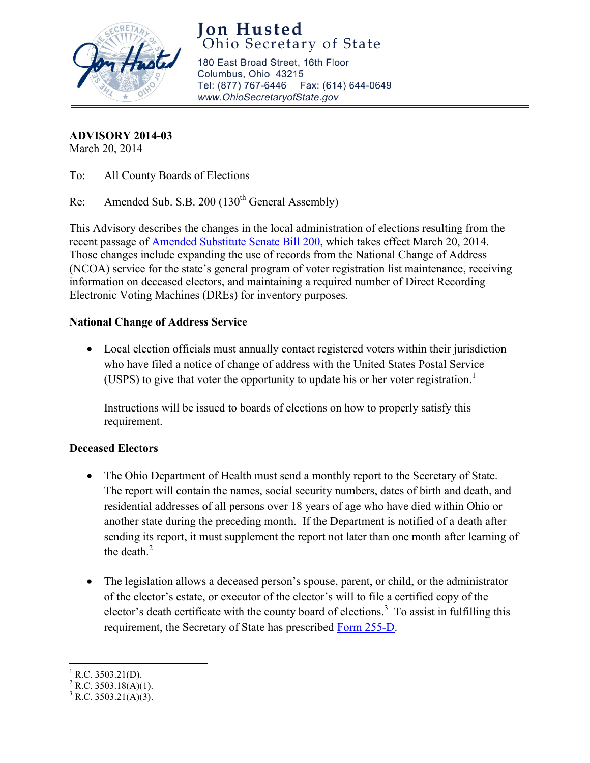# Jon Husted
## Ohio Secretary of State

180 East Broad Street, 16th Floor
Columbus, Ohio 43215
Tel: (877) 767-6446 Fax: (614) 644-0649
www.OhioSecretaryofState.gov

**ADVISORY 2014-03**
March 20, 2014

To: All County Boards of Elections

Re: Amended Sub. S.B. 200 (130th General Assembly)

This Advisory describes the changes in the local administration of elections resulting from the recent passage of Amended Substitute Senate Bill 200, which takes effect March 20, 2014. Those changes include expanding the use of records from the National Change of Address (NCOA) service for the state's general program of voter registration list maintenance, receiving information on deceased electors, and maintaining a required number of Direct Recording Electronic Voting Machines (DREs) for inventory purposes.

**National Change of Address Service**

- Local election officials must annually contact registered voters within their jurisdiction who have filed a notice of change of address with the United States Postal Service (USPS) to give that voter the opportunity to update his or her voter registration.[1]

  Instructions will be issued to boards of elections on how to properly satisfy this requirement.

**Deceased Electors**

- The Ohio Department of Health must send a monthly report to the Secretary of State. The report will contain the names, social security numbers, dates of birth and death, and residential addresses of all persons over 18 years of age who have died within Ohio or another state during the preceding month. If the Department is notified of a death after sending its report, it must supplement the report not later than one month after learning of the death.[2]

- The legislation allows a deceased person's spouse, parent, or child, or the administrator of the elector's estate, or executor of the elector's will to file a certified copy of the elector's death certificate with the county board of elections.[3] To assist in fulfilling this requirement, the Secretary of State has prescribed Form 255-D.

---

[1] R.C. 3503.21(D).
[2] R.C. 3503.18(A)(1).
[3] R.C. 3503.21(A)(3).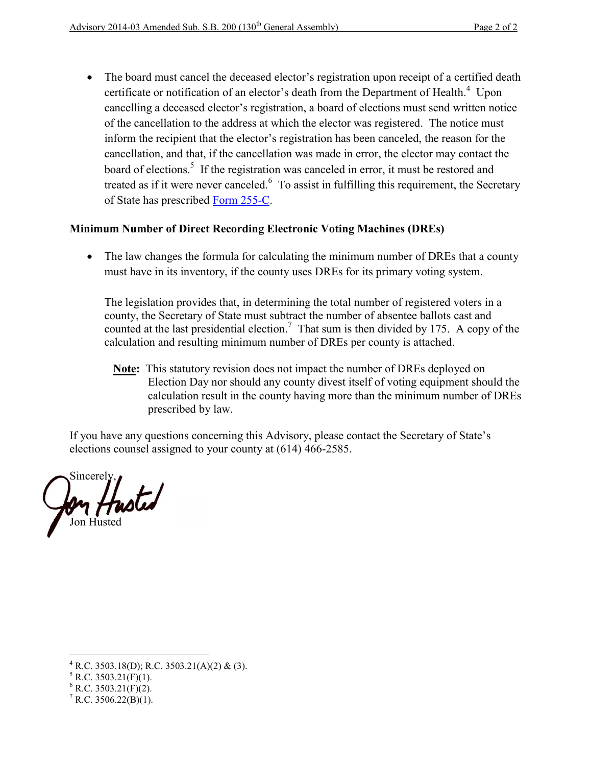- The board must cancel the deceased elector's registration upon receipt of a certified death certificate or notification of an elector's death from the Department of Health.[4] Upon cancelling a deceased elector's registration, a board of elections must send written notice of the cancellation to the address at which the elector was registered. The notice must inform the recipient that the elector's registration has been canceled, the reason for the cancellation, and that, if the cancellation was made in error, the elector may contact the board of elections.[5] If the registration was canceled in error, it must be restored and treated as if it were never canceled.[6] To assist in fulfilling this requirement, the Secretary of State has prescribed Form 255-C.

**Minimum Number of Direct Recording Electronic Voting Machines (DREs)**

- The law changes the formula for calculating the minimum number of DREs that a county must have in its inventory, if the county uses DREs for its primary voting system.

  The legislation provides that, in determining the total number of registered voters in a county, the Secretary of State must subtract the number of absentee ballots cast and counted at the last presidential election.[7] That sum is then divided by 175. A copy of the calculation and resulting minimum number of DREs per county is attached.

  > **Note:** This statutory revision does not impact the number of DREs deployed on Election Day nor should any county divest itself of voting equipment should the calculation result in the county having more than the minimum number of DREs prescribed by law.

If you have any questions concerning this Advisory, please contact the Secretary of State's elections counsel assigned to your county at (614) 466-2585.

Sincerely,

Jon Husted

---

[4] R.C. 3503.18(D); R.C. 3503.21(A)(2) & (3).

[5] R.C. 3503.21(F)(1).

[6] R.C. 3503.21(F)(2).

[7] R.C. 3506.22(B)(1).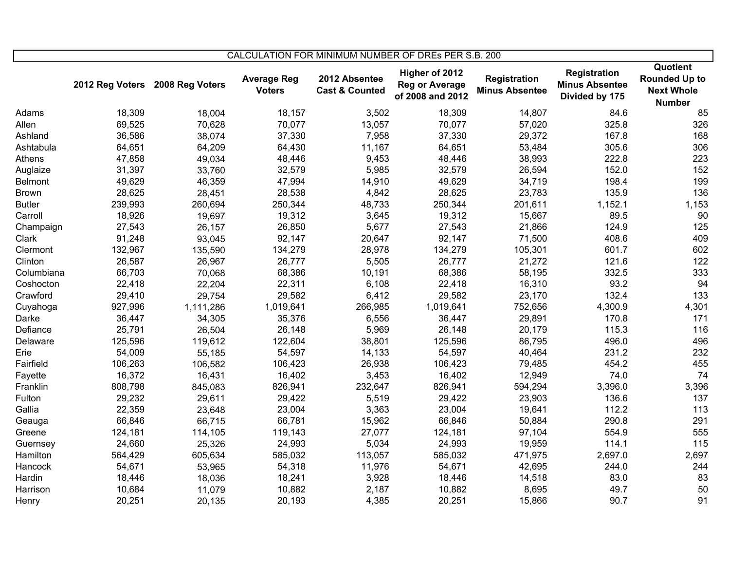| CALCULATION FOR MINIMUM NUMBER OF DREs PER S.B. 200 | | | | | | | | |
|---|---|---|---|---|---|---|---|---|
| | **2012 Reg Voters** | **2008 Reg Voters** | **Average Reg Voters** | **2012 Absentee Cast & Counted** | **Higher of 2012 Reg or Average of 2008 and 2012** | **Registration Minus Absentee** | **Registration Minus Absentee Divided by 175** | **Quotient Rounded Up to Next Whole Number** |
| Adams | 18,309 | 18,004 | 18,157 | 3,502 | 18,309 | 14,807 | 84.6 | 85 |
| Allen | 69,525 | 70,628 | 70,077 | 13,057 | 70,077 | 57,020 | 325.8 | 326 |
| Ashland | 36,586 | 38,074 | 37,330 | 7,958 | 37,330 | 29,372 | 167.8 | 168 |
| Ashtabula | 64,651 | 64,209 | 64,430 | 11,167 | 64,651 | 53,484 | 305.6 | 306 |
| Athens | 47,858 | 49,034 | 48,446 | 9,453 | 48,446 | 38,993 | 222.8 | 223 |
| Auglaize | 31,397 | 33,760 | 32,579 | 5,985 | 32,579 | 26,594 | 152.0 | 152 |
| Belmont | 49,629 | 46,359 | 47,994 | 14,910 | 49,629 | 34,719 | 198.4 | 199 |
| Brown | 28,625 | 28,451 | 28,538 | 4,842 | 28,625 | 23,783 | 135.9 | 136 |
| Butler | 239,993 | 260,694 | 250,344 | 48,733 | 250,344 | 201,611 | 1,152.1 | 1,153 |
| Carroll | 18,926 | 19,697 | 19,312 | 3,645 | 19,312 | 15,667 | 89.5 | 90 |
| Champaign | 27,543 | 26,157 | 26,850 | 5,677 | 27,543 | 21,866 | 124.9 | 125 |
| Clark | 91,248 | 93,045 | 92,147 | 20,647 | 92,147 | 71,500 | 408.6 | 409 |
| Clermont | 132,967 | 135,590 | 134,279 | 28,978 | 134,279 | 105,301 | 601.7 | 602 |
| Clinton | 26,587 | 26,967 | 26,777 | 5,505 | 26,777 | 21,272 | 121.6 | 122 |
| Columbiana | 66,703 | 70,068 | 68,386 | 10,191 | 68,386 | 58,195 | 332.5 | 333 |
| Coshocton | 22,418 | 22,204 | 22,311 | 6,108 | 22,418 | 16,310 | 93.2 | 94 |
| Crawford | 29,410 | 29,754 | 29,582 | 6,412 | 29,582 | 23,170 | 132.4 | 133 |
| Cuyahoga | 927,996 | 1,111,286 | 1,019,641 | 266,985 | 1,019,641 | 752,656 | 4,300.9 | 4,301 |
| Darke | 36,447 | 34,305 | 35,376 | 6,556 | 36,447 | 29,891 | 170.8 | 171 |
| Defiance | 25,791 | 26,504 | 26,148 | 5,969 | 26,148 | 20,179 | 115.3 | 116 |
| Delaware | 125,596 | 119,612 | 122,604 | 38,801 | 125,596 | 86,795 | 496.0 | 496 |
| Erie | 54,009 | 55,185 | 54,597 | 14,133 | 54,597 | 40,464 | 231.2 | 232 |
| Fairfield | 106,263 | 106,582 | 106,423 | 26,938 | 106,423 | 79,485 | 454.2 | 455 |
| Fayette | 16,372 | 16,431 | 16,402 | 3,453 | 16,402 | 12,949 | 74.0 | 74 |
| Franklin | 808,798 | 845,083 | 826,941 | 232,647 | 826,941 | 594,294 | 3,396.0 | 3,396 |
| Fulton | 29,232 | 29,611 | 29,422 | 5,519 | 29,422 | 23,903 | 136.6 | 137 |
| Gallia | 22,359 | 23,648 | 23,004 | 3,363 | 23,004 | 19,641 | 112.2 | 113 |
| Geauga | 66,846 | 66,715 | 66,781 | 15,962 | 66,846 | 50,884 | 290.8 | 291 |
| Greene | 124,181 | 114,105 | 119,143 | 27,077 | 124,181 | 97,104 | 554.9 | 555 |
| Guernsey | 24,660 | 25,326 | 24,993 | 5,034 | 24,993 | 19,959 | 114.1 | 115 |
| Hamilton | 564,429 | 605,634 | 585,032 | 113,057 | 585,032 | 471,975 | 2,697.0 | 2,697 |
| Hancock | 54,671 | 53,965 | 54,318 | 11,976 | 54,671 | 42,695 | 244.0 | 244 |
| Hardin | 18,446 | 18,036 | 18,241 | 3,928 | 18,446 | 14,518 | 83.0 | 83 |
| Harrison | 10,684 | 11,079 | 10,882 | 2,187 | 10,882 | 8,695 | 49.7 | 50 |
| Henry | 20,251 | 20,135 | 20,193 | 4,385 | 20,251 | 15,866 | 90.7 | 91 |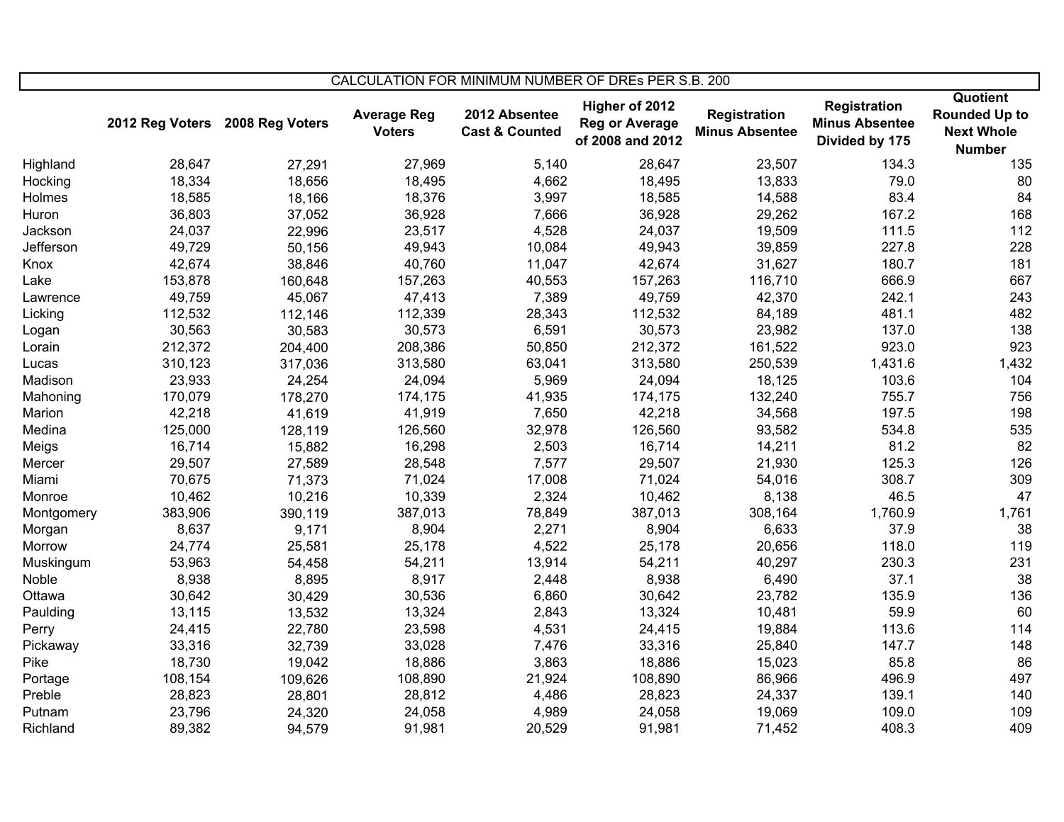| CALCULATION FOR MINIMUM NUMBER OF DREs PER S.B. 200 | | | | | | | | |
|---|---|---|---|---|---|---|---|---|
| | 2012 Reg Voters | 2008 Reg Voters | Average Reg Voters | 2012 Absentee Cast & Counted | Higher of 2012 Reg or Average of 2008 and 2012 | Registration Minus Absentee | Registration Minus Absentee Divided by 175 | Quotient Rounded Up to Next Whole Number |
| Highland | 28,647 | 27,291 | 27,969 | 5,140 | 28,647 | 23,507 | 134.3 | 135 |
| Hocking | 18,334 | 18,656 | 18,495 | 4,662 | 18,495 | 13,833 | 79.0 | 80 |
| Holmes | 18,585 | 18,166 | 18,376 | 3,997 | 18,585 | 14,588 | 83.4 | 84 |
| Huron | 36,803 | 37,052 | 36,928 | 7,666 | 36,928 | 29,262 | 167.2 | 168 |
| Jackson | 24,037 | 22,996 | 23,517 | 4,528 | 24,037 | 19,509 | 111.5 | 112 |
| Jefferson | 49,729 | 50,156 | 49,943 | 10,084 | 49,943 | 39,859 | 227.8 | 228 |
| Knox | 42,674 | 38,846 | 40,760 | 11,047 | 42,674 | 31,627 | 180.7 | 181 |
| Lake | 153,878 | 160,648 | 157,263 | 40,553 | 157,263 | 116,710 | 666.9 | 667 |
| Lawrence | 49,759 | 45,067 | 47,413 | 7,389 | 49,759 | 42,370 | 242.1 | 243 |
| Licking | 112,532 | 112,146 | 112,339 | 28,343 | 112,532 | 84,189 | 481.1 | 482 |
| Logan | 30,563 | 30,583 | 30,573 | 6,591 | 30,573 | 23,982 | 137.0 | 138 |
| Lorain | 212,372 | 204,400 | 208,386 | 50,850 | 212,372 | 161,522 | 923.0 | 923 |
| Lucas | 310,123 | 317,036 | 313,580 | 63,041 | 313,580 | 250,539 | 1,431.6 | 1,432 |
| Madison | 23,933 | 24,254 | 24,094 | 5,969 | 24,094 | 18,125 | 103.6 | 104 |
| Mahoning | 170,079 | 178,270 | 174,175 | 41,935 | 174,175 | 132,240 | 755.7 | 756 |
| Marion | 42,218 | 41,619 | 41,919 | 7,650 | 42,218 | 34,568 | 197.5 | 198 |
| Medina | 125,000 | 128,119 | 126,560 | 32,978 | 126,560 | 93,582 | 534.8 | 535 |
| Meigs | 16,714 | 15,882 | 16,298 | 2,503 | 16,714 | 14,211 | 81.2 | 82 |
| Mercer | 29,507 | 27,589 | 28,548 | 7,577 | 29,507 | 21,930 | 125.3 | 126 |
| Miami | 70,675 | 71,373 | 71,024 | 17,008 | 71,024 | 54,016 | 308.7 | 309 |
| Monroe | 10,462 | 10,216 | 10,339 | 2,324 | 10,462 | 8,138 | 46.5 | 47 |
| Montgomery | 383,906 | 390,119 | 387,013 | 78,849 | 387,013 | 308,164 | 1,760.9 | 1,761 |
| Morgan | 8,637 | 9,171 | 8,904 | 2,271 | 8,904 | 6,633 | 37.9 | 38 |
| Morrow | 24,774 | 25,581 | 25,178 | 4,522 | 25,178 | 20,656 | 118.0 | 119 |
| Muskingum | 53,963 | 54,458 | 54,211 | 13,914 | 54,211 | 40,297 | 230.3 | 231 |
| Noble | 8,938 | 8,895 | 8,917 | 2,448 | 8,938 | 6,490 | 37.1 | 38 |
| Ottawa | 30,642 | 30,429 | 30,536 | 6,860 | 30,642 | 23,782 | 135.9 | 136 |
| Paulding | 13,115 | 13,532 | 13,324 | 2,843 | 13,324 | 10,481 | 59.9 | 60 |
| Perry | 24,415 | 22,780 | 23,598 | 4,531 | 24,415 | 19,884 | 113.6 | 114 |
| Pickaway | 33,316 | 32,739 | 33,028 | 7,476 | 33,316 | 25,840 | 147.7 | 148 |
| Pike | 18,730 | 19,042 | 18,886 | 3,863 | 18,886 | 15,023 | 85.8 | 86 |
| Portage | 108,154 | 109,626 | 108,890 | 21,924 | 108,890 | 86,966 | 496.9 | 497 |
| Preble | 28,823 | 28,801 | 28,812 | 4,486 | 28,823 | 24,337 | 139.1 | 140 |
| Putnam | 23,796 | 24,320 | 24,058 | 4,989 | 24,058 | 19,069 | 109.0 | 109 |
| Richland | 89,382 | 94,579 | 91,981 | 20,529 | 91,981 | 71,452 | 408.3 | 409 |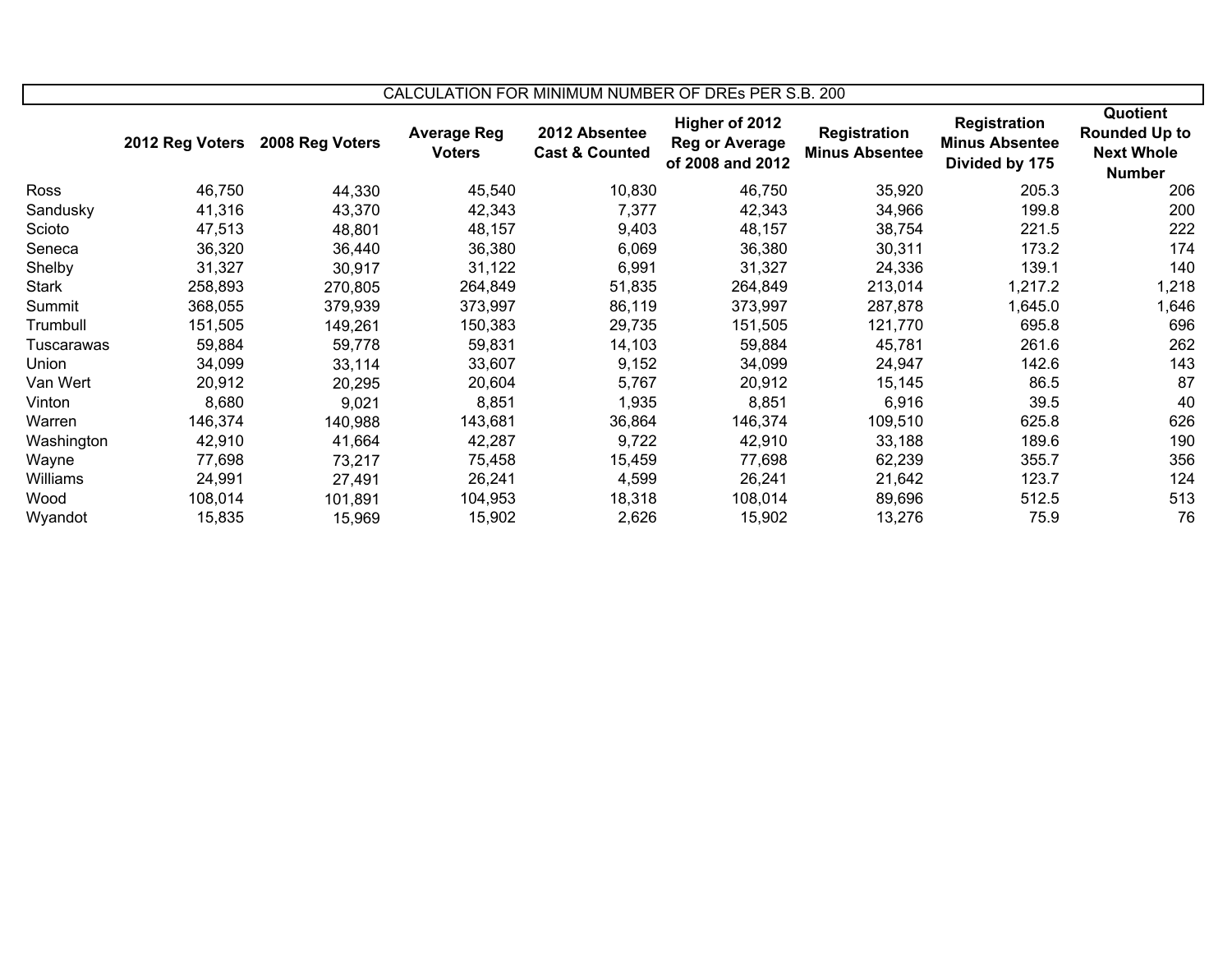| CALCULATION FOR MINIMUM NUMBER OF DREs PER S.B. 200 | | | | | | | | |
|---|---|---|---|---|---|---|---|---|
| | **2012 Reg Voters** | **2008 Reg Voters** | **Average Reg Voters** | **2012 Absentee Cast & Counted** | **Higher of 2012 Reg or Average of 2008 and 2012** | **Registration Minus Absentee** | **Registration Minus Absentee Divided by 175** | **Quotient Rounded Up to Next Whole Number** |
| Ross | 46,750 | 44,330 | 45,540 | 10,830 | 46,750 | 35,920 | 205.3 | 206 |
| Sandusky | 41,316 | 43,370 | 42,343 | 7,377 | 42,343 | 34,966 | 199.8 | 200 |
| Scioto | 47,513 | 48,801 | 48,157 | 9,403 | 48,157 | 38,754 | 221.5 | 222 |
| Seneca | 36,320 | 36,440 | 36,380 | 6,069 | 36,380 | 30,311 | 173.2 | 174 |
| Shelby | 31,327 | 30,917 | 31,122 | 6,991 | 31,327 | 24,336 | 139.1 | 140 |
| Stark | 258,893 | 270,805 | 264,849 | 51,835 | 264,849 | 213,014 | 1,217.2 | 1,218 |
| Summit | 368,055 | 379,939 | 373,997 | 86,119 | 373,997 | 287,878 | 1,645.0 | 1,646 |
| Trumbull | 151,505 | 149,261 | 150,383 | 29,735 | 151,505 | 121,770 | 695.8 | 696 |
| Tuscarawas | 59,884 | 59,778 | 59,831 | 14,103 | 59,884 | 45,781 | 261.6 | 262 |
| Union | 34,099 | 33,114 | 33,607 | 9,152 | 34,099 | 24,947 | 142.6 | 143 |
| Van Wert | 20,912 | 20,295 | 20,604 | 5,767 | 20,912 | 15,145 | 86.5 | 87 |
| Vinton | 8,680 | 9,021 | 8,851 | 1,935 | 8,851 | 6,916 | 39.5 | 40 |
| Warren | 146,374 | 140,988 | 143,681 | 36,864 | 146,374 | 109,510 | 625.8 | 626 |
| Washington | 42,910 | 41,664 | 42,287 | 9,722 | 42,910 | 33,188 | 189.6 | 190 |
| Wayne | 77,698 | 73,217 | 75,458 | 15,459 | 77,698 | 62,239 | 355.7 | 356 |
| Williams | 24,991 | 27,491 | 26,241 | 4,599 | 26,241 | 21,642 | 123.7 | 124 |
| Wood | 108,014 | 101,891 | 104,953 | 18,318 | 108,014 | 89,696 | 512.5 | 513 |
| Wyandot | 15,835 | 15,969 | 15,902 | 2,626 | 15,902 | 13,276 | 75.9 | 76 |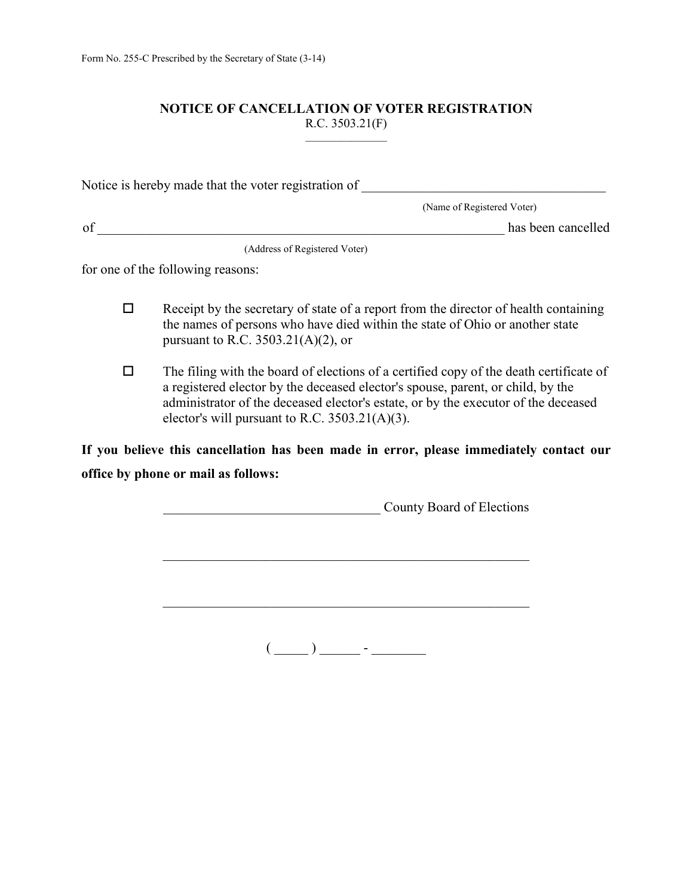Form No. 255-C Prescribed by the Secretary of State (3-14)

# NOTICE OF CANCELLATION OF VOTER REGISTRATION

R.C. 3503.21(F)

Notice is hereby made that the voter registration of ____________________________________
(Name of Registered Voter)

of ____________________________________________________________ has been cancelled
(Address of Registered Voter)

for one of the following reasons:

- ☐ Receipt by the secretary of state of a report from the director of health containing the names of persons who have died within the state of Ohio or another state pursuant to R.C. 3503.21(A)(2), or

- ☐ The filing with the board of elections of a certified copy of the death certificate of a registered elector by the deceased elector's spouse, parent, or child, by the administrator of the deceased elector's estate, or by the executor of the deceased elector's will pursuant to R.C. 3503.21(A)(3).

**If you believe this cancellation has been made in error, please immediately contact our office by phone or mail as follows:**

________________________________ County Board of Elections

_______________________________________________________

_______________________________________________________

( _____ ) ______ - ________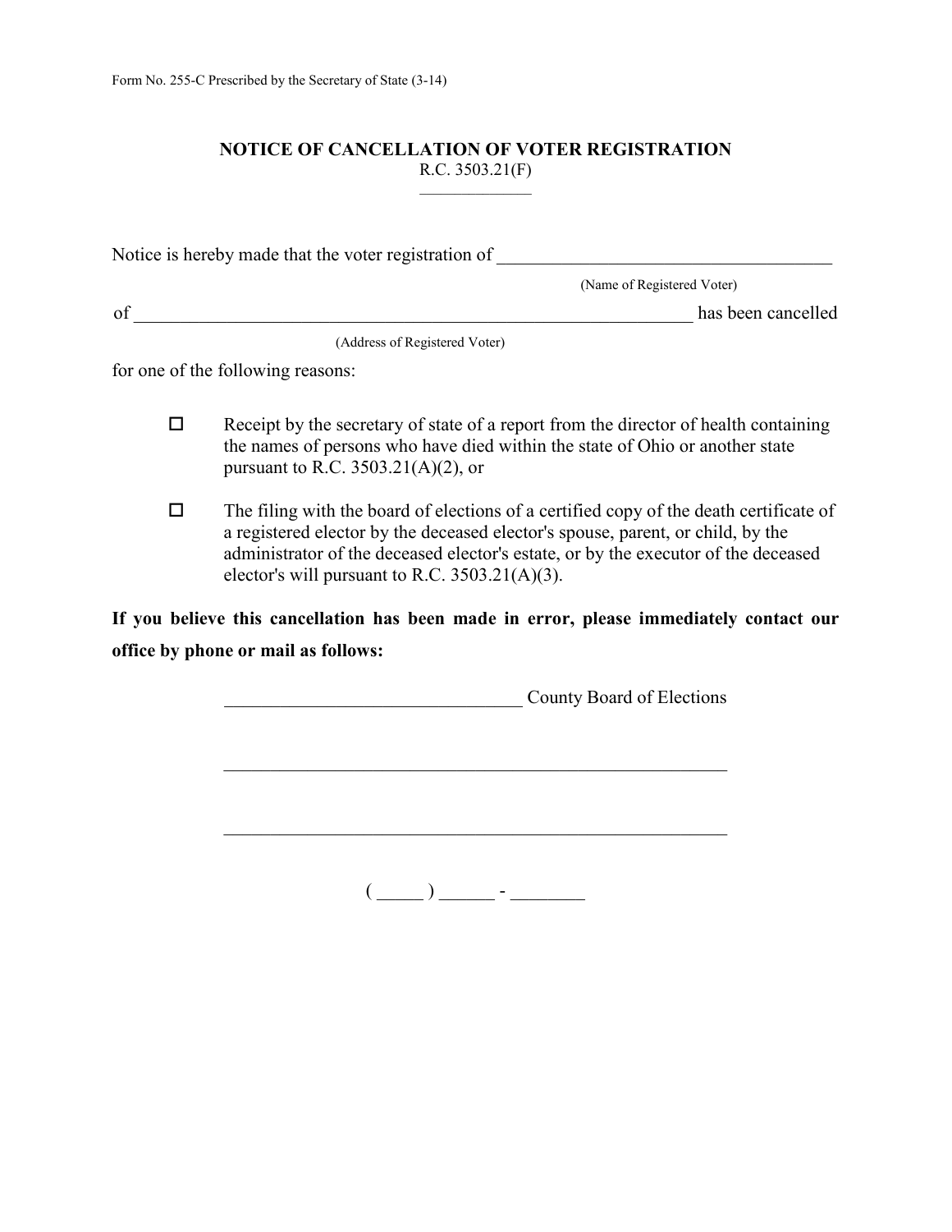Form No. 255-C Prescribed by the Secretary of State (3-14)

# NOTICE OF CANCELLATION OF VOTER REGISTRATION

R.C. 3503.21(F)

Notice is hereby made that the voter registration of ___________________________________

(Name of Registered Voter)

of ____________________________________________________________ has been cancelled

(Address of Registered Voter)

for one of the following reasons:

- ☐ Receipt by the secretary of state of a report from the director of health containing the names of persons who have died within the state of Ohio or another state pursuant to R.C. 3503.21(A)(2), or

- ☐ The filing with the board of elections of a certified copy of the death certificate of a registered elector by the deceased elector's spouse, parent, or child, by the administrator of the deceased elector's estate, or by the executor of the deceased elector's will pursuant to R.C. 3503.21(A)(3).

**If you believe this cancellation has been made in error, please immediately contact our office by phone or mail as follows:**

_______________________________ County Board of Elections

_______________________________________________________

_______________________________________________________

( _____ ) ______ - ________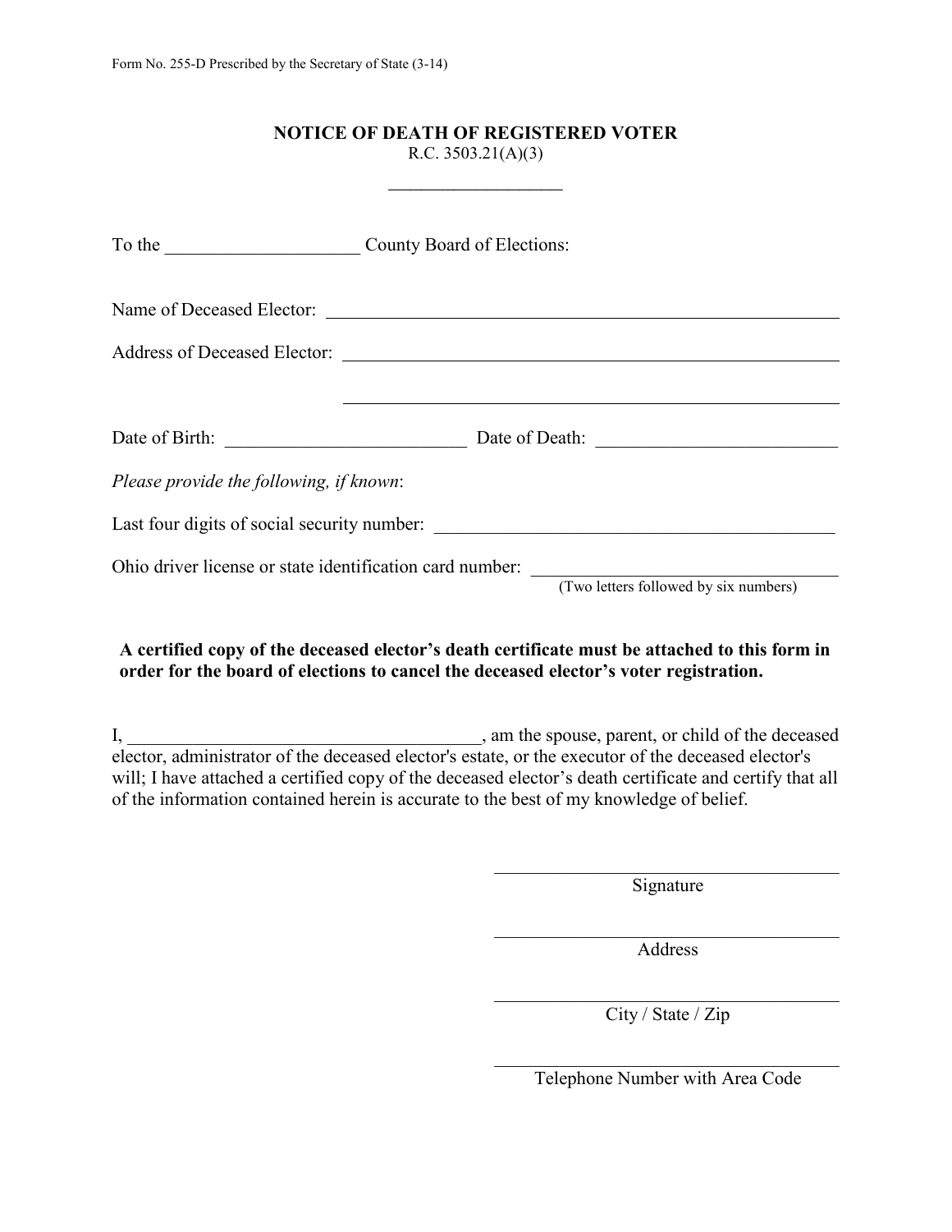Form No. 255-D Prescribed by the Secretary of State (3-14)

**NOTICE OF DEATH OF REGISTERED VOTER**

R.C. 3503.21(A)(3)

___________________

To the _____________________ County Board of Elections:

Name of Deceased Electoral: ___________________________________________________________

Address of Deceased Elector: __________________________________________________________

__________________________________________________________

Date of Birth: __________________________ Date of Death: __________________________

*Please provide the following, if known*:

Last four digits of social security number: _____________________________________________

Ohio driver license or state identification card number: __________________________________
(Two letters followed by six numbers)

**A certified copy of the deceased elector's death certificate must be attached to this form in order for the board of elections to cancel the deceased elector's voter registration.**

I, ______________________________________, am the spouse, parent, or child of the deceased elector, administrator of the deceased elector's estate, or the executor of the deceased elector's will; I have attached a certified copy of the deceased elector's death certificate and certify that all of the information contained herein is accurate to the best of my knowledge of belief.

______________________________________
Signature

______________________________________
Address

______________________________________
City / State / Zip

______________________________________
Telephone Number with Area Code